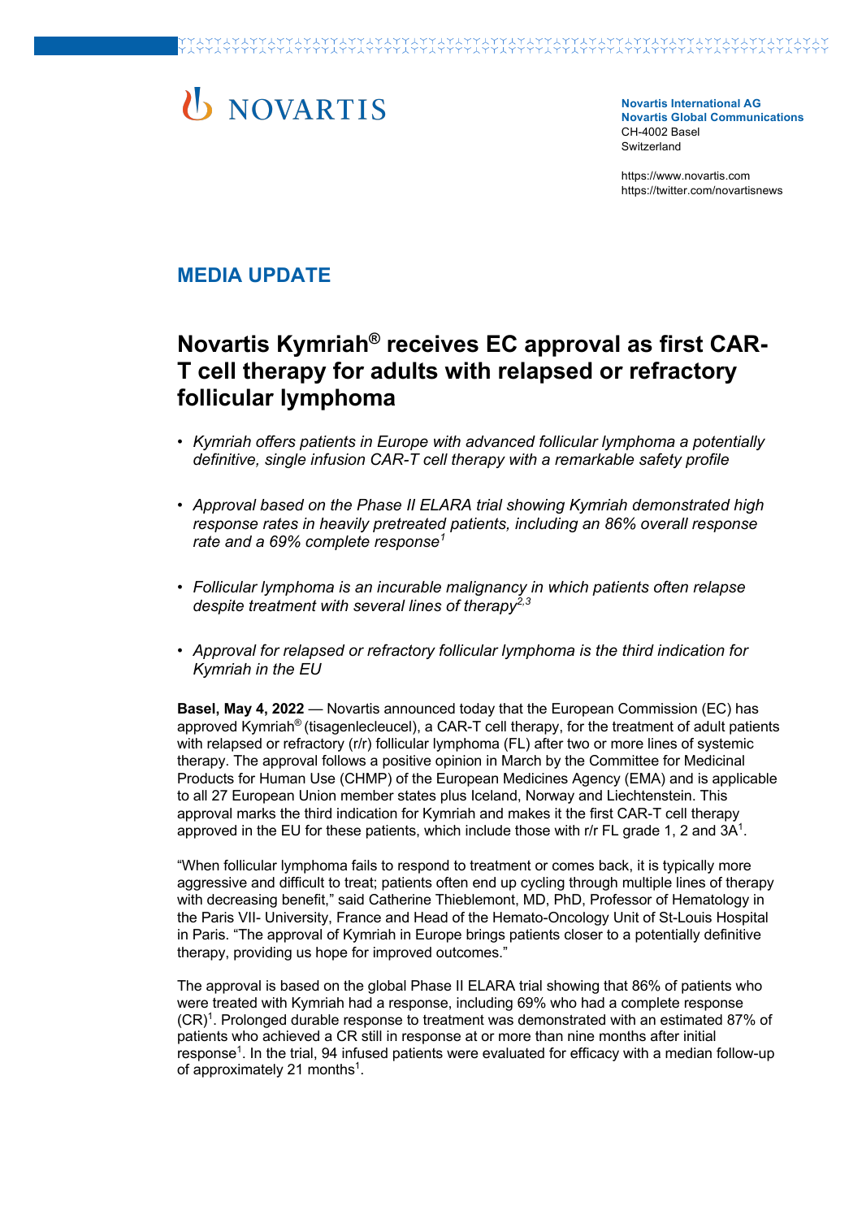NOVARTIS

**Novartis International AG**
**Novartis Global Communications**
CH-4002 Basel
Switzerland

https://www.novartis.com
https://twitter.com/novartisnews

## MEDIA UPDATE

# Novartis Kymriah® receives EC approval as first CAR-T cell therapy for adults with relapsed or refractory follicular lymphoma

- *Kymriah offers patients in Europe with advanced follicular lymphoma a potentially definitive, single infusion CAR-T cell therapy with a remarkable safety profile*
- *Approval based on the Phase II ELARA trial showing Kymriah demonstrated high response rates in heavily pretreated patients, including an 86% overall response rate and a 69% complete response[1]*
- *Follicular lymphoma is an incurable malignancy in which patients often relapse despite treatment with several lines of therapy[2,3]*
- *Approval for relapsed or refractory follicular lymphoma is the third indication for Kymriah in the EU*

**Basel, May 4, 2022** — Novartis announced today that the European Commission (EC) has approved Kymriah® (tisagenlecleucel), a CAR-T cell therapy, for the treatment of adult patients with relapsed or refractory (r/r) follicular lymphoma (FL) after two or more lines of systemic therapy. The approval follows a positive opinion in March by the Committee for Medicinal Products for Human Use (CHMP) of the European Medicines Agency (EMA) and is applicable to all 27 European Union member states plus Iceland, Norway and Liechtenstein. This approval marks the third indication for Kymriah and makes it the first CAR-T cell therapy approved in the EU for these patients, which include those with r/r FL grade 1, 2 and 3A[1].

"When follicular lymphoma fails to respond to treatment or comes back, it is typically more aggressive and difficult to treat; patients often end up cycling through multiple lines of therapy with decreasing benefit," said Catherine Thieblemont, MD, PhD, Professor of Hematology in the Paris VII- University, France and Head of the Hemato-Oncology Unit of St-Louis Hospital in Paris. "The approval of Kymriah in Europe brings patients closer to a potentially definitive therapy, providing us hope for improved outcomes."

The approval is based on the global Phase II ELARA trial showing that 86% of patients who were treated with Kymriah had a response, including 69% who had a complete response (CR)[1]. Prolonged durable response to treatment was demonstrated with an estimated 87% of patients who achieved a CR still in response at or more than nine months after initial response[1]. In the trial, 94 infused patients were evaluated for efficacy with a median follow-up of approximately 21 months[1].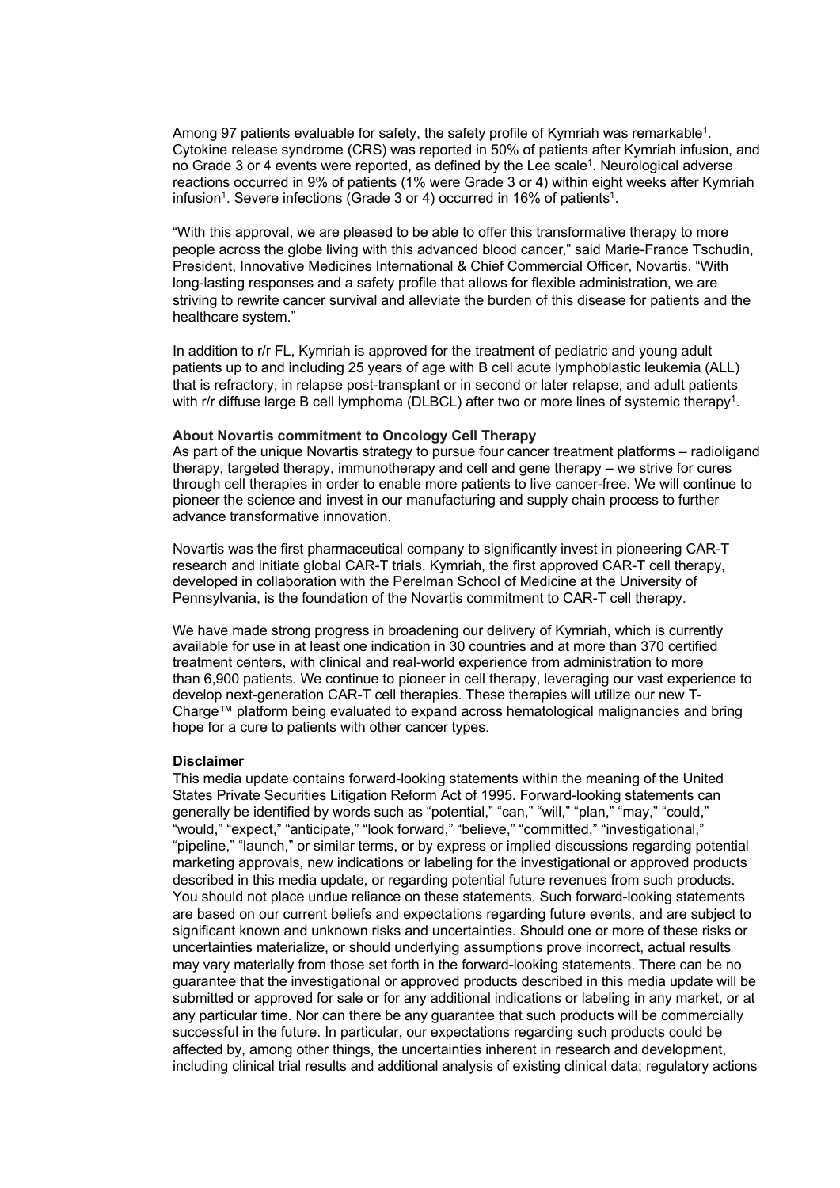Among 97 patients evaluable for safety, the safety profile of Kymriah was remarkable[1]. Cytokine release syndrome (CRS) was reported in 50% of patients after Kymriah infusion, and no Grade 3 or 4 events were reported, as defined by the Lee scale[1]. Neurological adverse reactions occurred in 9% of patients (1% were Grade 3 or 4) within eight weeks after Kymriah infusion[1]. Severe infections (Grade 3 or 4) occurred in 16% of patients[1].

"With this approval, we are pleased to be able to offer this transformative therapy to more people across the globe living with this advanced blood cancer," said Marie-France Tschudin, President, Innovative Medicines International & Chief Commercial Officer, Novartis. "With long-lasting responses and a safety profile that allows for flexible administration, we are striving to rewrite cancer survival and alleviate the burden of this disease for patients and the healthcare system."

In addition to r/r FL, Kymriah is approved for the treatment of pediatric and young adult patients up to and including 25 years of age with B cell acute lymphoblastic leukemia (ALL) that is refractory, in relapse post-transplant or in second or later relapse, and adult patients with r/r diffuse large B cell lymphoma (DLBCL) after two or more lines of systemic therapy[1].

**About Novartis commitment to Oncology Cell Therapy**
As part of the unique Novartis strategy to pursue four cancer treatment platforms – radioligand therapy, targeted therapy, immunotherapy and cell and gene therapy – we strive for cures through cell therapies in order to enable more patients to live cancer-free. We will continue to pioneer the science and invest in our manufacturing and supply chain process to further advance transformative innovation.

Novartis was the first pharmaceutical company to significantly invest in pioneering CAR-T research and initiate global CAR-T trials. Kymriah, the first approved CAR-T cell therapy, developed in collaboration with the Perelman School of Medicine at the University of Pennsylvania, is the foundation of the Novartis commitment to CAR-T cell therapy.

We have made strong progress in broadening our delivery of Kymriah, which is currently available for use in at least one indication in 30 countries and at more than 370 certified treatment centers, with clinical and real-world experience from administration to more than 6,900 patients. We continue to pioneer in cell therapy, leveraging our vast experience to develop next-generation CAR-T cell therapies. These therapies will utilize our new T-Charge™ platform being evaluated to expand across hematological malignancies and bring hope for a cure to patients with other cancer types.

**Disclaimer**
This media update contains forward-looking statements within the meaning of the United States Private Securities Litigation Reform Act of 1995. Forward-looking statements can generally be identified by words such as "potential," "can," "will," "plan," "may," "could," "would," "expect," "anticipate," "look forward," "believe," "committed," "investigational," "pipeline," "launch," or similar terms, or by express or implied discussions regarding potential marketing approvals, new indications or labeling for the investigational or approved products described in this media update, or regarding potential future revenues from such products. You should not place undue reliance on these statements. Such forward-looking statements are based on our current beliefs and expectations regarding future events, and are subject to significant known and unknown risks and uncertainties. Should one or more of these risks or uncertainties materialize, or should underlying assumptions prove incorrect, actual results may vary materially from those set forth in the forward-looking statements. There can be no guarantee that the investigational or approved products described in this media update will be submitted or approved for sale or for any additional indications or labeling in any market, or at any particular time. Nor can there be any guarantee that such products will be commercially successful in the future. In particular, our expectations regarding such products could be affected by, among other things, the uncertainties inherent in research and development, including clinical trial results and additional analysis of existing clinical data; regulatory actions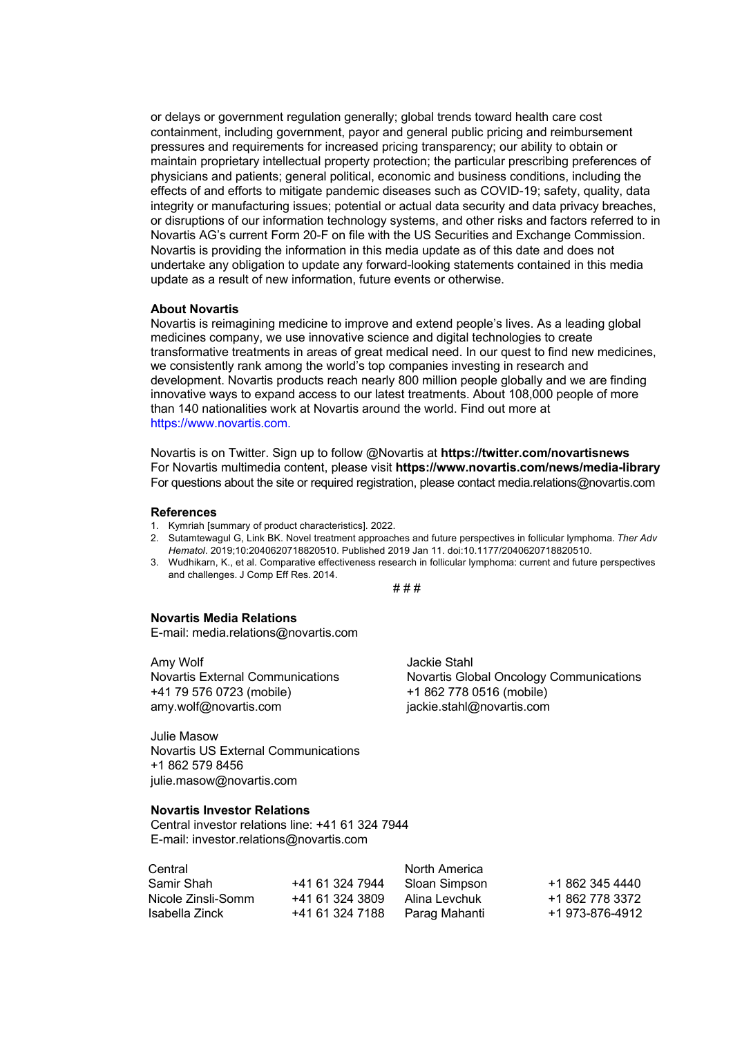or delays or government regulation generally; global trends toward health care cost containment, including government, payor and general public pricing and reimbursement pressures and requirements for increased pricing transparency; our ability to obtain or maintain proprietary intellectual property protection; the particular prescribing preferences of physicians and patients; general political, economic and business conditions, including the effects of and efforts to mitigate pandemic diseases such as COVID-19; safety, quality, data integrity or manufacturing issues; potential or actual data security and data privacy breaches, or disruptions of our information technology systems, and other risks and factors referred to in Novartis AG's current Form 20-F on file with the US Securities and Exchange Commission. Novartis is providing the information in this media update as of this date and does not undertake any obligation to update any forward-looking statements contained in this media update as a result of new information, future events or otherwise.

**About Novartis**
Novartis is reimagining medicine to improve and extend people's lives. As a leading global medicines company, we use innovative science and digital technologies to create transformative treatments in areas of great medical need. In our quest to find new medicines, we consistently rank among the world's top companies investing in research and development. Novartis products reach nearly 800 million people globally and we are finding innovative ways to expand access to our latest treatments. About 108,000 people of more than 140 nationalities work at Novartis around the world. Find out more at https://www.novartis.com.

Novartis is on Twitter. Sign up to follow @Novartis at **https://twitter.com/novartisnews**
For Novartis multimedia content, please visit **https://www.novartis.com/news/media-library**
For questions about the site or required registration, please contact media.relations@novartis.com

**References**

1. Kymriah [summary of product characteristics]. 2022.
2. Sutamtewagul G, Link BK. Novel treatment approaches and future perspectives in follicular lymphoma. *Ther Adv Hematol*. 2019;10:2040620718820510. Published 2019 Jan 11. doi:10.1177/2040620718820510.
3. Wudhikarn, K., et al. Comparative effectiveness research in follicular lymphoma: current and future perspectives and challenges. J Comp Eff Res. 2014.

# # #

**Novartis Media Relations**
E-mail: media.relations@novartis.com

Amy Wolf
Novartis External Communications
+41 79 576 0723 (mobile)
amy.wolf@novartis.com

Jackie Stahl
Novartis Global Oncology Communications
+1 862 778 0516 (mobile)
jackie.stahl@novartis.com

Julie Masow
Novartis US External Communications
+1 862 579 8456
julie.masow@novartis.com

**Novartis Investor Relations**
Central investor relations line: +41 61 324 7944
E-mail: investor.relations@novartis.com

| | | | |
|---|---|---|---|
| Central | | North America | |
| Samir Shah | +41 61 324 7944 | Sloan Simpson | +1 862 345 4440 |
| Nicole Zinsli-Somm | +41 61 324 3809 | Alina Levchuk | +1 862 778 3372 |
| Isabella Zinck | +41 61 324 7188 | Parag Mahanti | +1 973-876-4912 |